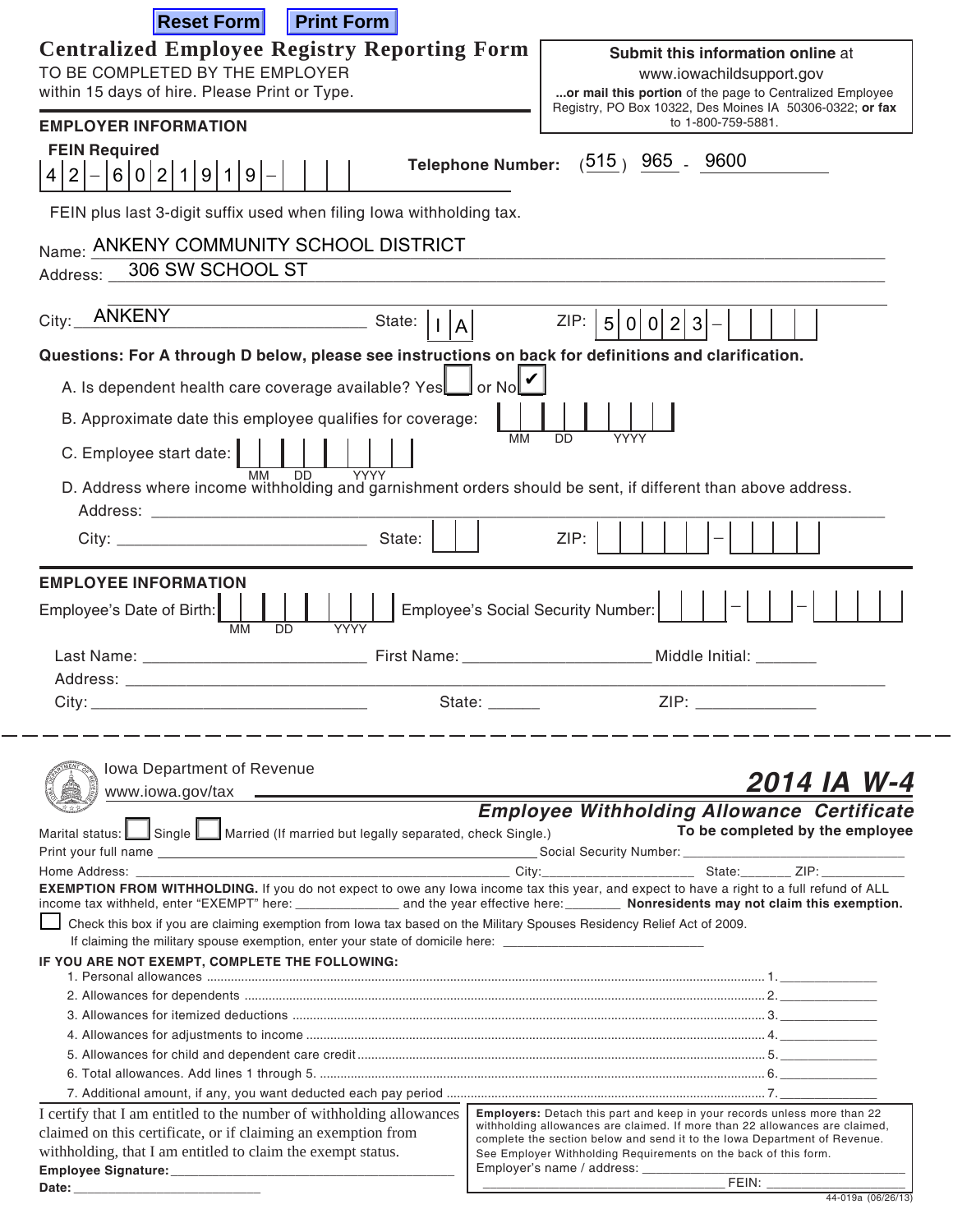Reset Form Print Form

# Centralized Employee Registry Reporting Form

TO BE COMPLETED BY THE EMPLOYER within 15 days of hire. Please Print or Type.

**Submit this information online** at www.iowachildsupport.gov

**...or mail this portion** of the page to Centralized Employee Registry, PO Box 10322, Des Moines IA 50306-0322; **or fax** to 1-800-759-5881.

## EMPLOYER INFORMATION

**FEIN Required** 42–6021919–___

**Telephone Number:** (515) 965 - 9600

FEIN plus last 3-digit suffix used when filing Iowa withholding tax.

Name: ANKENY COMMUNITY SCHOOL DISTRICT

Address: 306 SW SCHOOL ST

City: ANKENY State: IA ZIP: 50023–____

**Questions: For A through D below, please see instructions on back for definitions and clarification.**

A. Is dependent health care coverage available? Yes ☐ or No ☑

B. Approximate date this employee qualifies for coverage: __ __ ____ (MM DD YYYY)

C. Employee start date: __ __ ____ (MM DD YYYY)

D. Address where income withholding and garnishment orders should be sent, if different than above address.

Address: ______________________________

City: ______________ State: ____ ZIP: ______–____

## EMPLOYEE INFORMATION

Employee's Date of Birth: __ __ ____ (MM DD YYYY) Employee's Social Security Number: ___–__–____

Last Name: ______________ First Name: ______________ Middle Initial: _______

Address: ______________________________

City: ______________ State: ______ ZIP: ______________

---

Iowa Department of Revenue
www.iowa.gov/tax

# 2014 IA W-4

## *Employee Withholding Allowance Certificate*

**To be completed by the employee**

Marital status: ☐ Single ☐ Married (If married but legally separated, check Single.)

Print your full name ______________________________ Social Security Number: ______________

Home Address: ______________________________ City: ______________ State: _______ ZIP: ___________

**EXEMPTION FROM WITHHOLDING.** If you do not expect to owe any Iowa income tax this year, and expect to have a right to a full refund of ALL income tax withheld, enter "EXEMPT" here: ______________ and the year effective here: ________ **Nonresidents may not claim this exemption.**

☐ Check this box if you are claiming exemption from Iowa tax based on the Military Spouses Residency Relief Act of 2009.
If claiming the military spouse exemption, enter your state of domicile here: ____________________________

**IF YOU ARE NOT EXEMPT, COMPLETE THE FOLLOWING:**

1. Personal allowances ............................................................ 1. ______________
2. Allowances for dependents ...................................................... 2. ______________
3. Allowances for itemized deductions ............................................. 3. ______________
4. Allowances for adjustments to income ........................................... 4. ______________
5. Allowances for child and dependent care credit ................................. 5. ______________
6. Total allowances. Add lines 1 through 5. ........................................ 6. ______________
7. Additional amount, if any, you want deducted each pay period .................... 7. ______________

I certify that I am entitled to the number of withholding allowances claimed on this certificate, or if claiming an exemption from withholding, that I am entitled to claim the exempt status.

**Employee Signature:** ______________________________

**Date:** __________________________

**Employers:** Detach this part and keep in your records unless more than 22 withholding allowances are claimed. If more than 22 allowances are claimed, complete the section below and send it to the Iowa Department of Revenue. See Employer Withholding Requirements on the back of this form.

Employer's name / address: ______________________________

______________________________ FEIN: ______________________

44-019a (06/26/13)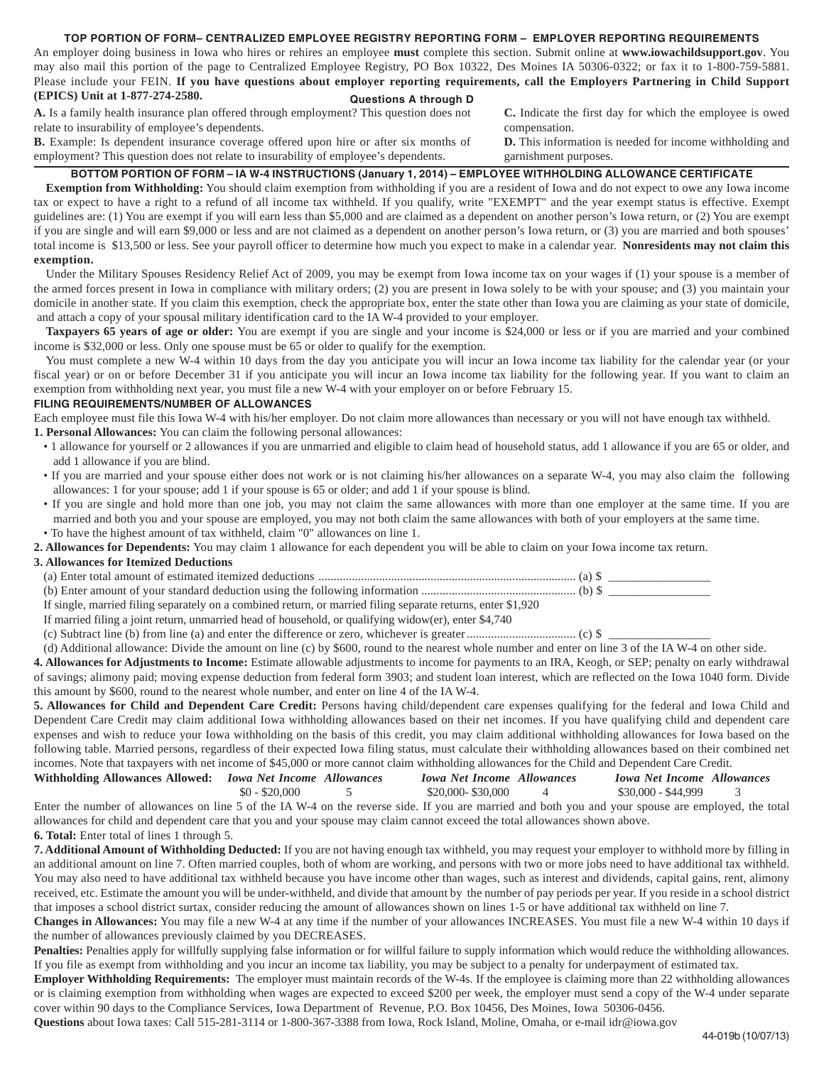## TOP PORTION OF FORM– CENTRALIZED EMPLOYEE REGISTRY REPORTING FORM – EMPLOYER REPORTING REQUIREMENTS

An employer doing business in Iowa who hires or rehires an employee **must** complete this section. Submit online at **www.iowachildsupport.gov**. You may also mail this portion of the page to Centralized Employee Registry, PO Box 10322, Des Moines IA 50306-0322; or fax it to 1-800-759-5881. Please include your FEIN. **If you have questions about employer reporting requirements, call the Employers Partnering in Child Support (EPICS) Unit at 1-877-274-2580.**

**Questions A through D**

**A.** Is a family health insurance plan offered through employment? This question does not relate to insurability of employee's dependents.

**B.** Example: Is dependent insurance coverage offered upon hire or after six months of employment? This question does not relate to insurability of employee's dependents.

**C.** Indicate the first day for which the employee is owed compensation.

**D.** This information is needed for income withholding and garnishment purposes.

## BOTTOM PORTION OF FORM – IA W-4 INSTRUCTIONS (January 1, 2014) – EMPLOYEE WITHHOLDING ALLOWANCE CERTIFICATE

**Exemption from Withholding:** You should claim exemption from withholding if you are a resident of Iowa and do not expect to owe any Iowa income tax or expect to have a right to a refund of all income tax withheld. If you qualify, write "EXEMPT" and the year exempt status is effective. Exempt guidelines are: (1) You are exempt if you will earn less than $5,000 and are claimed as a dependent on another person's Iowa return, or (2) You are exempt if you are single and will earn $9,000 or less and are not claimed as a dependent on another person's Iowa return, or (3) you are married and both spouses' total income is $13,500 or less. See your payroll officer to determine how much you expect to make in a calendar year. **Nonresidents may not claim this exemption.**

Under the Military Spouses Residency Relief Act of 2009, you may be exempt from Iowa income tax on your wages if (1) your spouse is a member of the armed forces present in Iowa in compliance with military orders; (2) you are present in Iowa solely to be with your spouse; and (3) you maintain your domicile in another state. If you claim this exemption, check the appropriate box, enter the state other than Iowa you are claiming as your state of domicile, and attach a copy of your spousal military identification card to the IA W-4 provided to your employer.

**Taxpayers 65 years of age or older:** You are exempt if you are single and your income is $24,000 or less or if you are married and your combined income is $32,000 or less. Only one spouse must be 65 or older to qualify for the exemption.

You must complete a new W-4 within 10 days from the day you anticipate you will incur an Iowa income tax liability for the calendar year (or your fiscal year) or on or before December 31 if you anticipate you will incur an Iowa income tax liability for the following year. If you want to claim an exemption from withholding next year, you must file a new W-4 with your employer on or before February 15.

### FILING REQUIREMENTS/NUMBER OF ALLOWANCES

Each employee must file this Iowa W-4 with his/her employer. Do not claim more allowances than necessary or you will not have enough tax withheld.

**1. Personal Allowances:** You can claim the following personal allowances:

- 1 allowance for yourself or 2 allowances if you are unmarried and eligible to claim head of household status, add 1 allowance if you are 65 or older, and add 1 allowance if you are blind.
- If you are married and your spouse either does not work or is not claiming his/her allowances on a separate W-4, you may also claim the following allowances: 1 for your spouse; add 1 if your spouse is 65 or older; and add 1 if your spouse is blind.
- If you are single and hold more than one job, you may not claim the same allowances with more than one employer at the same time. If you are married and both you and your spouse are employed, you may not both claim the same allowances with both of your employers at the same time.
- To have the highest amount of tax withheld, claim "0" allowances on line 1.

**2. Allowances for Dependents:** You may claim 1 allowance for each dependent you will be able to claim on your Iowa income tax return.

**3. Allowances for Itemized Deductions**

(a) Enter total amount of estimated itemized deductions ........................................ (a) $ ________________

(b) Enter amount of your standard deduction using the following information ........................................ (b) $ ________________

If single, married filing separately on a combined return, or married filing separate returns, enter $1,920

If married filing a joint return, unmarried head of household, or qualifying widow(er), enter $4,740

(c) Subtract line (b) from line (a) and enter the difference or zero, whichever is greater........................................ (c) $ ________________

(d) Additional allowance: Divide the amount on line (c) by $600, round to the nearest whole number and enter on line 3 of the IA W-4 on other side.

**4. Allowances for Adjustments to Income:** Estimate allowable adjustments to income for payments to an IRA, Keogh, or SEP; penalty on early withdrawal of savings; alimony paid; moving expense deduction from federal form 3903; and student loan interest, which are reflected on the Iowa 1040 form. Divide this amount by $600, round to the nearest whole number, and enter on line 4 of the IA W-4.

**5. Allowances for Child and Dependent Care Credit:** Persons having child/dependent care expenses qualifying for the federal and Iowa Child and Dependent Care Credit may claim additional Iowa withholding allowances based on their net incomes. If you have qualifying child and dependent care expenses and wish to reduce your Iowa withholding on the basis of this credit, you may claim additional withholding allowances for Iowa based on the following table. Married persons, regardless of their expected Iowa filing status, must calculate their withholding allowances based on their combined net incomes. Note that taxpayers with net income of $45,000 or more cannot claim withholding allowances for the Child and Dependent Care Credit.

| Withholding Allowances Allowed: | *Iowa Net Income* | *Allowances* | *Iowa Net Income* | *Allowances* | *Iowa Net Income* | *Allowances* |
|---|---|---|---|---|---|---|
| | $0 - $20,000 | 5 | $20,000- $30,000 | 4 | $30,000 - $44,999 | 3 |

Enter the number of allowances on line 5 of the IA W-4 on the reverse side. If you are married and both you and your spouse are employed, the total allowances for child and dependent care that you and your spouse may claim cannot exceed the total allowances shown above.

**6. Total:** Enter total of lines 1 through 5.

**7. Additional Amount of Withholding Deducted:** If you are not having enough tax withheld, you may request your employer to withhold more by filling in an additional amount on line 7. Often married couples, both of whom are working, and persons with two or more jobs need to have additional tax withheld. You may also need to have additional tax withheld because you have income other than wages, such as interest and dividends, capital gains, rent, alimony received, etc. Estimate the amount you will be under-withheld, and divide that amount by the number of pay periods per year. If you reside in a school district that imposes a school district surtax, consider reducing the amount of allowances shown on lines 1-5 or have additional tax withheld on line 7.

**Changes in Allowances:** You may file a new W-4 at any time if the number of your allowances INCREASES. You must file a new W-4 within 10 days if the number of allowances previously claimed by you DECREASES.

**Penalties:** Penalties apply for willfully supplying false information or for willful failure to supply information which would reduce the withholding allowances. If you file as exempt from withholding and you incur an income tax liability, you may be subject to a penalty for underpayment of estimated tax.

**Employer Withholding Requirements:** The employer must maintain records of the W-4s. If the employee is claiming more than 22 withholding allowances or is claiming exemption from withholding when wages are expected to exceed $200 per week, the employer must send a copy of the W-4 under separate cover within 90 days to the Compliance Services, Iowa Department of Revenue, P.O. Box 10456, Des Moines, Iowa 50306-0456.

**Questions** about Iowa taxes: Call 515-281-3114 or 1-800-367-3388 from Iowa, Rock Island, Moline, Omaha, or e-mail idr@iowa.gov

44-019b (10/07/13)